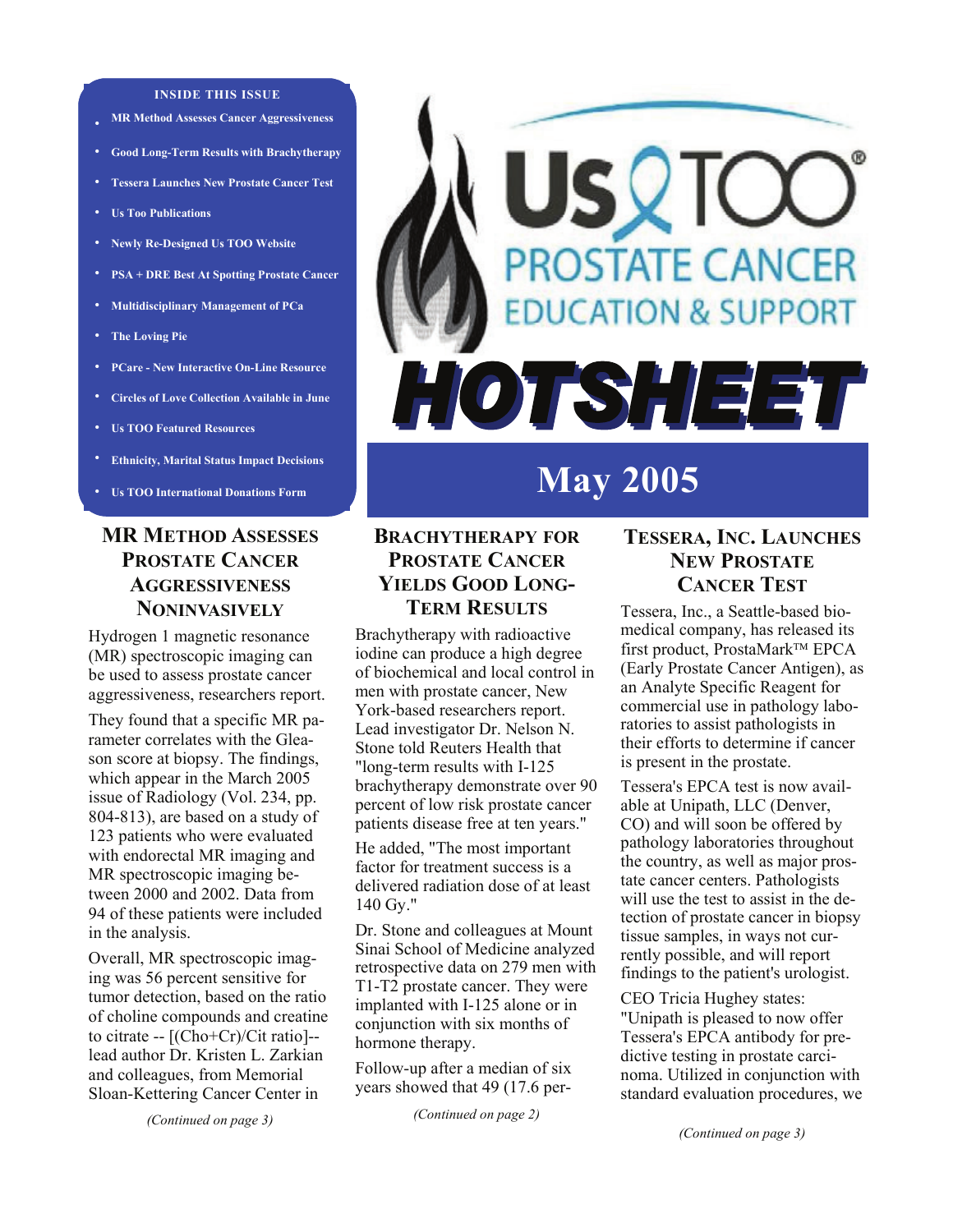**INSIDE THIS ISSUE**

- MR Method Assesses Cancer Aggressiveness
- Good Long-Term Results with Brachytherapy
- Tessera Launches New Prostate Cancer Test
- Us Too Publications
- Newly Re-Designed Us TOO Website
- PSA + DRE Best At Spotting Prostate Cancer
- Multidisciplinary Management of PCa
- The Loving Pie
- PCare - New Interactive On-Line Resource
- Circles of Love Collection Available in June
- Us TOO Featured Resources
- Ethnicity, Marital Status Impact Decisions
- Us TOO International Donations Form

# Us TOO® PROSTATE CANCER EDUCATION & SUPPORT

# HOTSHEET

## May 2005

## MR Method Assesses Prostate Cancer Aggressiveness Noninvasively

Hydrogen 1 magnetic resonance (MR) spectroscopic imaging can be used to assess prostate cancer aggressiveness, researchers report.

They found that a specific MR parameter correlates with the Gleason score at biopsy. The findings, which appear in the March 2005 issue of Radiology (Vol. 234, pp. 804-813), are based on a study of 123 patients who were evaluated with endorectal MR imaging and MR spectroscopic imaging between 2000 and 2002. Data from 94 of these patients were included in the analysis.

Overall, MR spectroscopic imaging was 56 percent sensitive for tumor detection, based on the ratio of choline compounds and creatine to citrate -- [(Cho+Cr)/Cit ratio]-- lead author Dr. Kristen L. Zarkian and colleagues, from Memorial Sloan-Kettering Cancer Center in

*(Continued on page 3)*

## Brachytherapy for Prostate Cancer Yields Good Long-Term Results

Brachytherapy with radioactive iodine can produce a high degree of biochemical and local control in men with prostate cancer, New York-based researchers report. Lead investigator Dr. Nelson N. Stone told Reuters Health that "long-term results with I-125 brachytherapy demonstrate over 90 percent of low risk prostate cancer patients disease free at ten years."

He added, "The most important factor for treatment success is a delivered radiation dose of at least 140 Gy."

Dr. Stone and colleagues at Mount Sinai School of Medicine analyzed retrospective data on 279 men with T1-T2 prostate cancer. They were implanted with I-125 alone or in conjunction with six months of hormone therapy.

Follow-up after a median of six years showed that 49 (17.6 per-

*(Continued on page 2)*

## Tessera, Inc. Launches New Prostate Cancer Test

Tessera, Inc., a Seattle-based biomedical company, has released its first product, ProstaMark™ EPCA (Early Prostate Cancer Antigen), as an Analyte Specific Reagent for commercial use in pathology laboratories to assist pathologists in their efforts to determine if cancer is present in the prostate.

Tessera's EPCA test is now available at Unipath, LLC (Denver, CO) and will soon be offered by pathology laboratories throughout the country, as well as major prostate cancer centers. Pathologists will use the test to assist in the detection of prostate cancer in biopsy tissue samples, in ways not currently possible, and will report findings to the patient's urologist.

CEO Tricia Hughey states: "Unipath is pleased to now offer Tessera's EPCA antibody for predictive testing in prostate carcinoma. Utilized in conjunction with standard evaluation procedures, we

*(Continued on page 3)*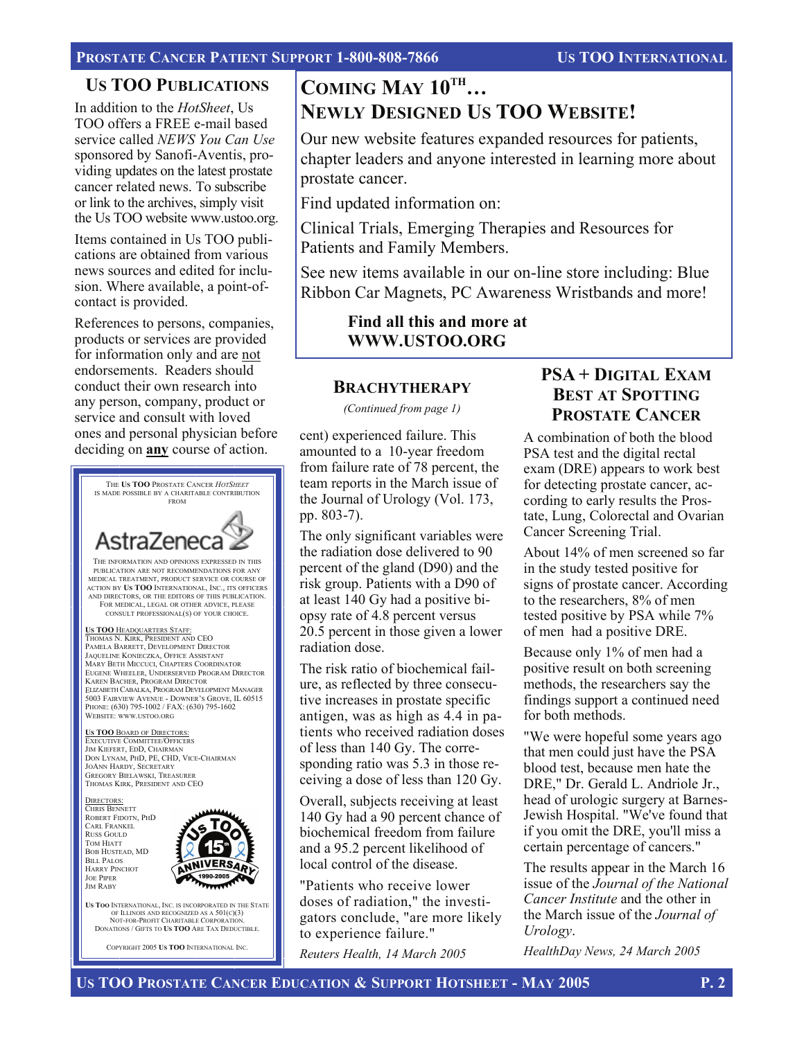## Us TOO Publications

In addition to the *HotSheet*, Us TOO offers a FREE e-mail based service called *NEWS You Can Use* sponsored by Sanofi-Aventis, providing updates on the latest prostate cancer related news. To subscribe or link to the archives, simply visit the Us TOO website www.ustoo.org.

Items contained in Us TOO publications are obtained from various news sources and edited for inclusion. Where available, a point-of-contact is provided.

References to persons, companies, products or services are provided for information only and are not endorsements. Readers should conduct their own research into any person, company, product or service and consult with loved ones and personal physician before deciding on **any** course of action.

THE Us TOO PROSTATE CANCER *HOTSHEET* IS MADE POSSIBLE BY A CHARITABLE CONTRIBUTION FROM

AstraZeneca

THE INFORMATION AND OPINIONS EXPRESSED IN THIS PUBLICATION ARE NOT RECOMMENDATIONS FOR ANY MEDICAL TREATMENT, PRODUCT SERVICE OR COURSE OF ACTION BY Us TOO INTERNATIONAL, INC., ITS OFFICERS AND DIRECTORS, OR THE EDITORS OF THIS PUBLICATION. FOR MEDICAL, LEGAL OR OTHER ADVICE, PLEASE CONSULT PROFESSIONAL(S) OF YOUR CHOICE.

Us TOO HEADQUARTERS STAFF:
THOMAS N. KIRK, PRESIDENT AND CEO
PAMELA BARRETT, DEVELOPMENT DIRECTOR
JAQUELINE KONIECZKA, OFFICE ASSISTANT
MARY BETH MICCUCI, CHAPTERS COORDINATOR
EUGENE WHEELER, UNDERSERVED PROGRAM DIRECTOR
KAREN BACHER, PROGRAM DIRECTOR
ELIZABETH CABALKA, PROGRAM DEVELOPMENT MANAGER
5003 FAIRVIEW AVENUE - DOWNER'S GROVE, IL 60515
PHONE: (630) 795-1002 / FAX: (630) 795-1602
WEBSITE: WWW.USTOO.ORG

Us TOO BOARD OF DIRECTORS:
EXECUTIVE COMMITTEE/OFFICERS
JIM KIEFERT, EDD, CHAIRMAN
DON LYNAM, PHD, PE, CHD, VICE-CHAIRMAN
JOANN HARDY, SECRETARY
GREGORY BIELAWSKI, TREASURER
THOMAS KIRK, PRESIDENT AND CEO

DIRECTORS:
CHRIS BENNETT
ROBERT FIDOTN, PHD
CARL FRANKEL
RUSS GOULD
TOM HIATT
BOB HUSTEAD, MD
BILL PALOS
HARRY PINCHOT
JOE PIPER
JIM RABY

Us TOO 15th ANNIVERSARY 1990-2005

Us TOO INTERNATIONAL, INC. IS INCORPORATED IN THE STATE OF ILLINOIS AND RECOGNIZED AS A 501(C)(3) NOT-FOR-PROFIT CHARITABLE CORPORATION. DONATIONS / GIFTS TO Us TOO ARE TAX DEDUCTIBLE.

COPYRIGHT 2005 Us TOO INTERNATIONAL INC.

## Coming May 10th… Newly Designed Us TOO Website!

Our new website features expanded resources for patients, chapter leaders and anyone interested in learning more about prostate cancer.

Find updated information on:

Clinical Trials, Emerging Therapies and Resources for Patients and Family Members.

See new items available in our on-line store including: Blue Ribbon Car Magnets, PC Awareness Wristbands and more!

**Find all this and more at WWW.USTOO.ORG**

## Brachytherapy

*(Continued from page 1)*

cent) experienced failure. This amounted to a 10-year freedom from failure rate of 78 percent, the team reports in the March issue of the Journal of Urology (Vol. 173, pp. 803-7).

The only significant variables were the radiation dose delivered to 90 percent of the gland (D90) and the risk group. Patients with a D90 of at least 140 Gy had a positive biopsy rate of 4.8 percent versus 20.5 percent in those given a lower radiation dose.

The risk ratio of biochemical failure, as reflected by three consecutive increases in prostate specific antigen, was as high as 4.4 in patients who received radiation doses of less than 140 Gy. The corresponding ratio was 5.3 in those receiving a dose of less than 120 Gy.

Overall, subjects receiving at least 140 Gy had a 90 percent chance of biochemical freedom from failure and a 95.2 percent likelihood of local control of the disease.

"Patients who receive lower doses of radiation," the investigators conclude, "are more likely to experience failure."

*Reuters Health, 14 March 2005*

## PSA + Digital Exam Best at Spotting Prostate Cancer

A combination of both the blood PSA test and the digital rectal exam (DRE) appears to work best for detecting prostate cancer, according to early results the Prostate, Lung, Colorectal and Ovarian Cancer Screening Trial.

About 14% of men screened so far in the study tested positive for signs of prostate cancer. According to the researchers, 8% of men tested positive by PSA while 7% of men had a positive DRE.

Because only 1% of men had a positive result on both screening methods, the researchers say the findings support a continued need for both methods.

"We were hopeful some years ago that men could just have the PSA blood test, because men hate the DRE," Dr. Gerald L. Andriole Jr., head of urologic surgery at Barnes-Jewish Hospital. "We've found that if you omit the DRE, you'll miss a certain percentage of cancers."

The results appear in the March 16 issue of the *Journal of the National Cancer Institute* and the other in the March issue of the *Journal of Urology*.

*HealthDay News, 24 March 2005*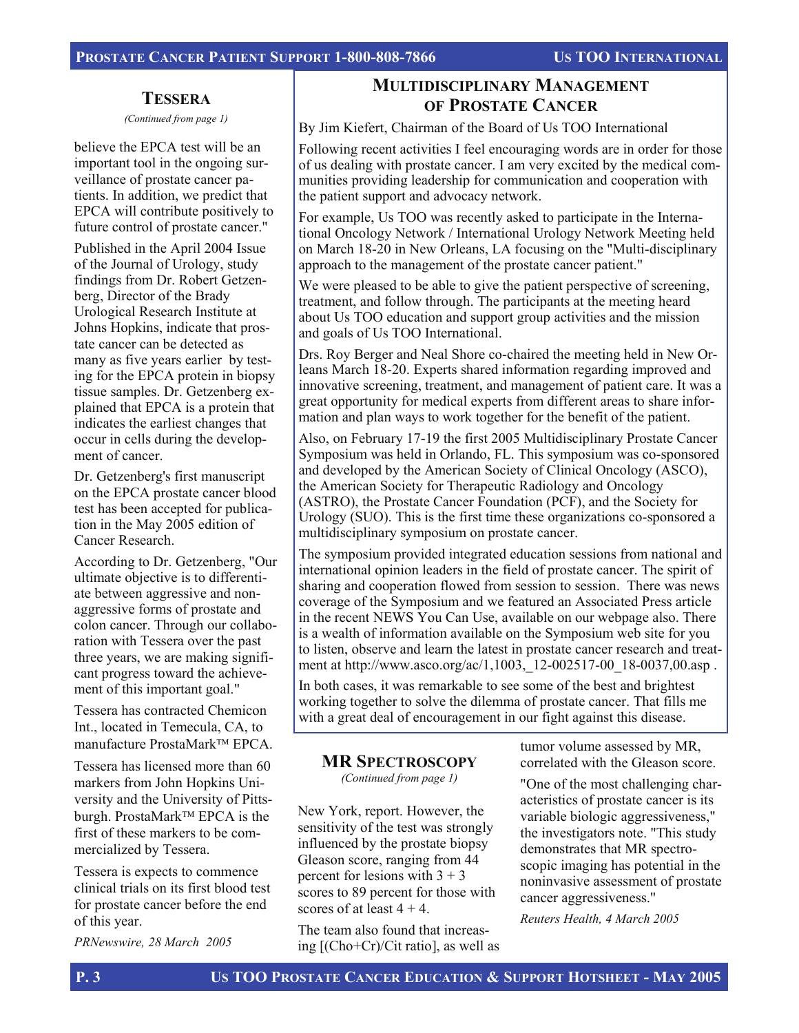## Tessera

*(Continued from page 1)*

believe the EPCA test will be an important tool in the ongoing surveillance of prostate cancer patients. In addition, we predict that EPCA will contribute positively to future control of prostate cancer."

Published in the April 2004 Issue of the Journal of Urology, study findings from Dr. Robert Getzenberg, Director of the Brady Urological Research Institute at Johns Hopkins, indicate that prostate cancer can be detected as many as five years earlier by testing for the EPCA protein in biopsy tissue samples. Dr. Getzenberg explained that EPCA is a protein that indicates the earliest changes that occur in cells during the development of cancer.

Dr. Getzenberg's first manuscript on the EPCA prostate cancer blood test has been accepted for publication in the May 2005 edition of Cancer Research.

According to Dr. Getzenberg, "Our ultimate objective is to differentiate between aggressive and non-aggressive forms of prostate and colon cancer. Through our collaboration with Tessera over the past three years, we are making significant progress toward the achievement of this important goal."

Tessera has contracted Chemicon Int., located in Temecula, CA, to manufacture ProstaMark™ EPCA.

Tessera has licensed more than 60 markers from John Hopkins University and the University of Pittsburgh. ProstaMark™ EPCA is the first of these markers to be commercialized by Tessera.

Tessera is expects to commence clinical trials on its first blood test for prostate cancer before the end of this year.

*PRNewswire, 28 March 2005*

## Multidisciplinary Management of Prostate Cancer

By Jim Kiefert, Chairman of the Board of Us TOO International

Following recent activities I feel encouraging words are in order for those of us dealing with prostate cancer. I am very excited by the medical communities providing leadership for communication and cooperation with the patient support and advocacy network.

For example, Us TOO was recently asked to participate in the International Oncology Network / International Urology Network Meeting held on March 18-20 in New Orleans, LA focusing on the "Multi-disciplinary approach to the management of the prostate cancer patient."

We were pleased to be able to give the patient perspective of screening, treatment, and follow through. The participants at the meeting heard about Us TOO education and support group activities and the mission and goals of Us TOO International.

Drs. Roy Berger and Neal Shore co-chaired the meeting held in New Orleans March 18-20. Experts shared information regarding improved and innovative screening, treatment, and management of patient care. It was a great opportunity for medical experts from different areas to share information and plan ways to work together for the benefit of the patient.

Also, on February 17-19 the first 2005 Multidisciplinary Prostate Cancer Symposium was held in Orlando, FL. This symposium was co-sponsored and developed by the American Society of Clinical Oncology (ASCO), the American Society for Therapeutic Radiology and Oncology (ASTRO), the Prostate Cancer Foundation (PCF), and the Society for Urology (SUO). This is the first time these organizations co-sponsored a multidisciplinary symposium on prostate cancer.

The symposium provided integrated education sessions from national and international opinion leaders in the field of prostate cancer. The spirit of sharing and cooperation flowed from session to session. There was news coverage of the Symposium and we featured an Associated Press article in the recent NEWS You Can Use, available on our webpage also. There is a wealth of information available on the Symposium web site for you to listen, observe and learn the latest in prostate cancer research and treatment at http://www.asco.org/ac/1,1003,_12-002517-00_18-0037,00.asp .

In both cases, it was remarkable to see some of the best and brightest working together to solve the dilemma of prostate cancer. That fills me with a great deal of encouragement in our fight against this disease.

## MR Spectroscopy

*(Continued from page 1)*

New York, report. However, the sensitivity of the test was strongly influenced by the prostate biopsy Gleason score, ranging from 44 percent for lesions with 3 + 3 scores to 89 percent for those with scores of at least 4 + 4.

The team also found that increasing [(Cho+Cr)/Cit ratio], as well as tumor volume assessed by MR, correlated with the Gleason score.

"One of the most challenging characteristics of prostate cancer is its variable biologic aggressiveness," the investigators note. "This study demonstrates that MR spectroscopic imaging has potential in the noninvasive assessment of prostate cancer aggressiveness."

*Reuters Health, 4 March 2005*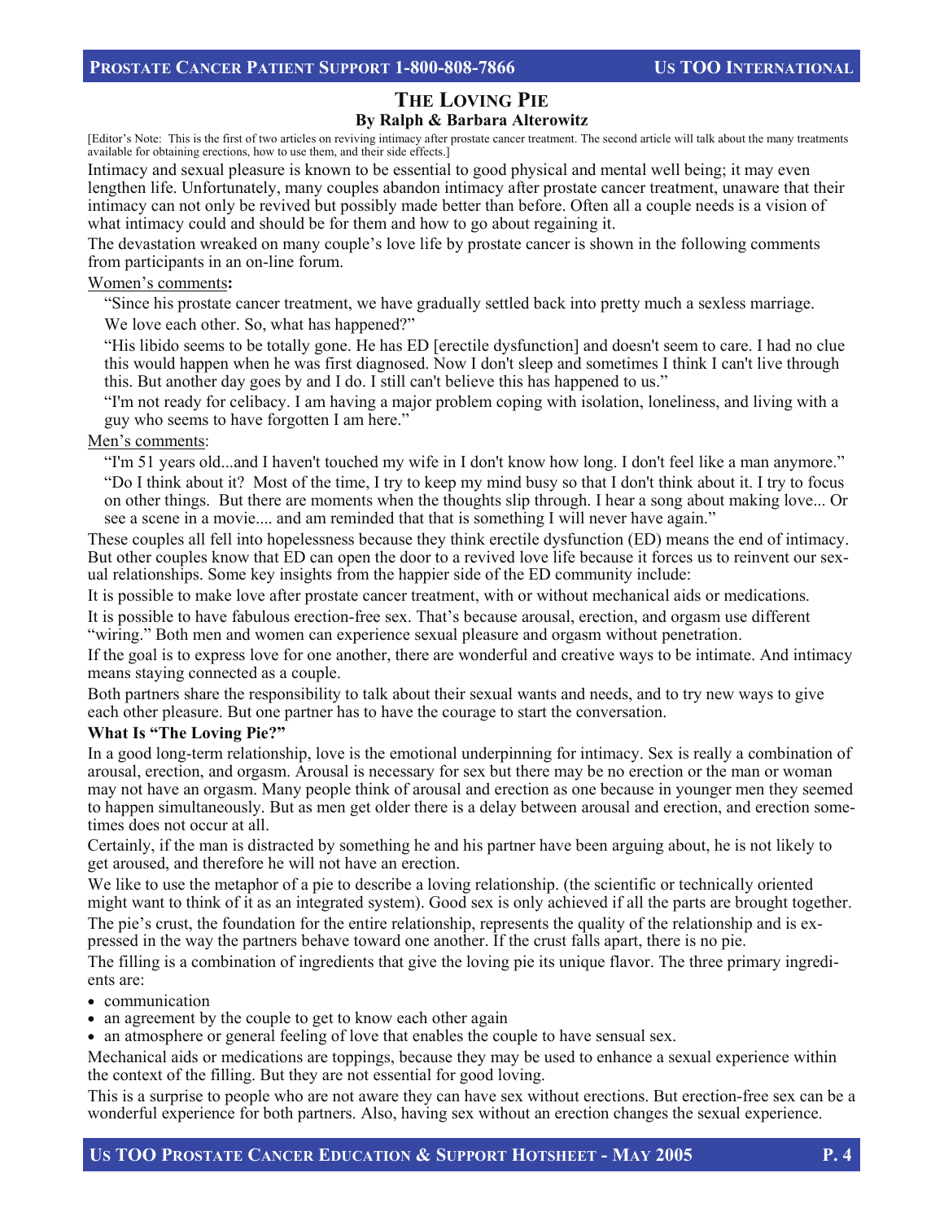# The Loving Pie

**By Ralph & Barbara Alterowitz**

[Editor's Note: This is the first of two articles on reviving intimacy after prostate cancer treatment. The second article will talk about the many treatments available for obtaining erections, how to use them, and their side effects.]

Intimacy and sexual pleasure is known to be essential to good physical and mental well being; it may even lengthen life. Unfortunately, many couples abandon intimacy after prostate cancer treatment, unaware that their intimacy can not only be revived but possibly made better than before. Often all a couple needs is a vision of what intimacy could and should be for them and how to go about regaining it.

The devastation wreaked on many couple's love life by prostate cancer is shown in the following comments from participants in an on-line forum.

Women's comments**:**

> "Since his prostate cancer treatment, we have gradually settled back into pretty much a sexless marriage. We love each other. So, what has happened?"
>
> "His libido seems to be totally gone. He has ED [erectile dysfunction] and doesn't seem to care. I had no clue this would happen when he was first diagnosed. Now I don't sleep and sometimes I think I can't live through this. But another day goes by and I do. I still can't believe this has happened to us."
>
> "I'm not ready for celibacy. I am having a major problem coping with isolation, loneliness, and living with a guy who seems to have forgotten I am here."

Men's comments:

> "I'm 51 years old...and I haven't touched my wife in I don't know how long. I don't feel like a man anymore."
>
> "Do I think about it? Most of the time, I try to keep my mind busy so that I don't think about it. I try to focus on other things. But there are moments when the thoughts slip through. I hear a song about making love... Or see a scene in a movie.... and am reminded that that is something I will never have again."

These couples all fell into hopelessness because they think erectile dysfunction (ED) means the end of intimacy. But other couples know that ED can open the door to a revived love life because it forces us to reinvent our sexual relationships. Some key insights from the happier side of the ED community include:

It is possible to make love after prostate cancer treatment, with or without mechanical aids or medications.

It is possible to have fabulous erection-free sex. That's because arousal, erection, and orgasm use different "wiring." Both men and women can experience sexual pleasure and orgasm without penetration.

If the goal is to express love for one another, there are wonderful and creative ways to be intimate. And intimacy means staying connected as a couple.

Both partners share the responsibility to talk about their sexual wants and needs, and to try new ways to give each other pleasure. But one partner has to have the courage to start the conversation.

**What Is "The Loving Pie?"**

In a good long-term relationship, love is the emotional underpinning for intimacy. Sex is really a combination of arousal, erection, and orgasm. Arousal is necessary for sex but there may be no erection or the man or woman may not have an orgasm. Many people think of arousal and erection as one because in younger men they seemed to happen simultaneously. But as men get older there is a delay between arousal and erection, and erection sometimes does not occur at all.

Certainly, if the man is distracted by something he and his partner have been arguing about, he is not likely to get aroused, and therefore he will not have an erection.

We like to use the metaphor of a pie to describe a loving relationship. (the scientific or technically oriented might want to think of it as an integrated system). Good sex is only achieved if all the parts are brought together.

The pie's crust, the foundation for the entire relationship, represents the quality of the relationship and is expressed in the way the partners behave toward one another. If the crust falls apart, there is no pie.

The filling is a combination of ingredients that give the loving pie its unique flavor. The three primary ingredients are:

- communication
- an agreement by the couple to get to know each other again
- an atmosphere or general feeling of love that enables the couple to have sensual sex.

Mechanical aids or medications are toppings, because they may be used to enhance a sexual experience within the context of the filling. But they are not essential for good loving.

This is a surprise to people who are not aware they can have sex without erections. But erection-free sex can be a wonderful experience for both partners. Also, having sex without an erection changes the sexual experience.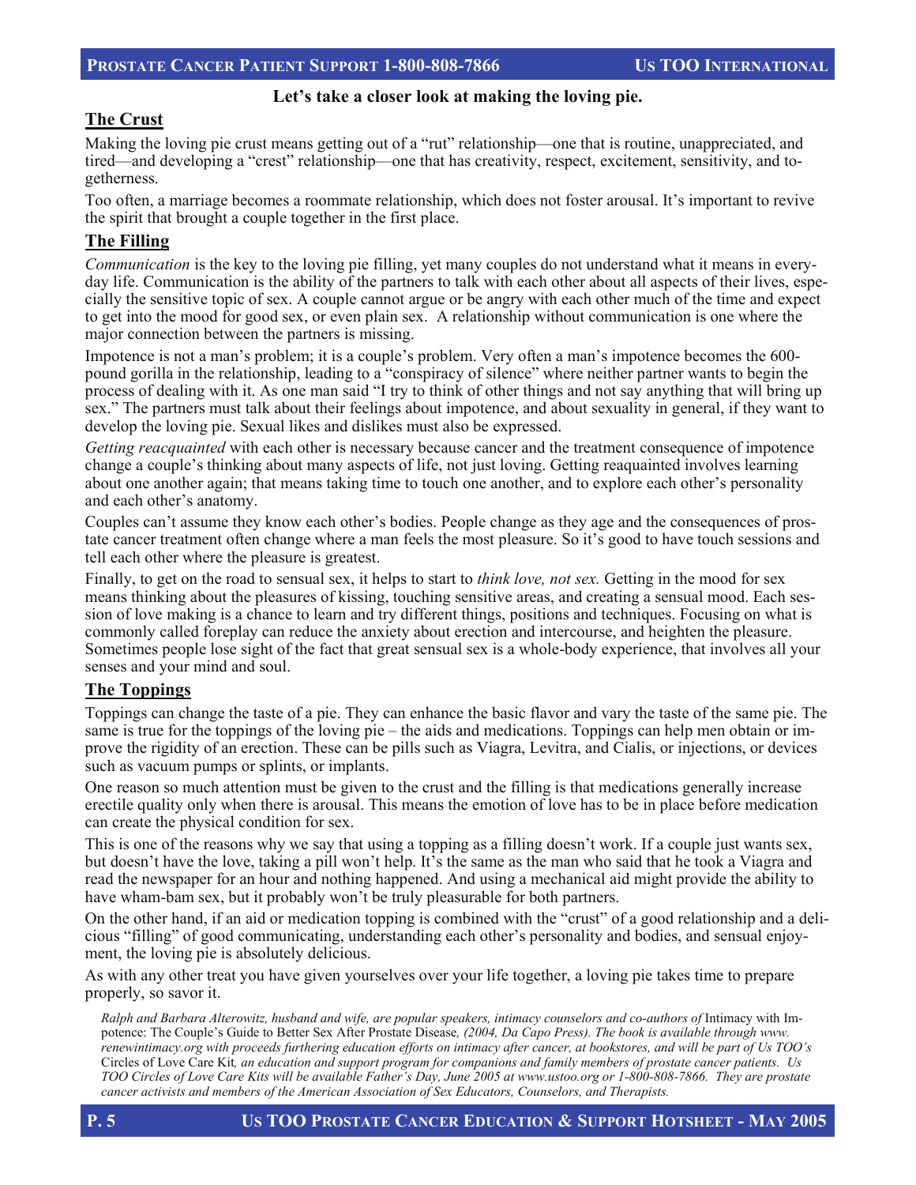**Let's take a closer look at making the loving pie.**

## The Crust

Making the loving pie crust means getting out of a "rut" relationship—one that is routine, unappreciated, and tired—and developing a "crest" relationship—one that has creativity, respect, excitement, sensitivity, and togetherness.

Too often, a marriage becomes a roommate relationship, which does not foster arousal. It's important to revive the spirit that brought a couple together in the first place.

## The Filling

*Communication* is the key to the loving pie filling, yet many couples do not understand what it means in everyday life. Communication is the ability of the partners to talk with each other about all aspects of their lives, especially the sensitive topic of sex. A couple cannot argue or be angry with each other much of the time and expect to get into the mood for good sex, or even plain sex. A relationship without communication is one where the major connection between the partners is missing.

Impotence is not a man's problem; it is a couple's problem. Very often a man's impotence becomes the 600-pound gorilla in the relationship, leading to a "conspiracy of silence" where neither partner wants to begin the process of dealing with it. As one man said "I try to think of other things and not say anything that will bring up sex." The partners must talk about their feelings about impotence, and about sexuality in general, if they want to develop the loving pie. Sexual likes and dislikes must also be expressed.

*Getting reacquainted* with each other is necessary because cancer and the treatment consequence of impotence change a couple's thinking about many aspects of life, not just loving. Getting reaquainted involves learning about one another again; that means taking time to touch one another, and to explore each other's personality and each other's anatomy.

Couples can't assume they know each other's bodies. People change as they age and the consequences of prostate cancer treatment often change where a man feels the most pleasure. So it's good to have touch sessions and tell each other where the pleasure is greatest.

Finally, to get on the road to sensual sex, it helps to start to *think love, not sex.* Getting in the mood for sex means thinking about the pleasures of kissing, touching sensitive areas, and creating a sensual mood. Each session of love making is a chance to learn and try different things, positions and techniques. Focusing on what is commonly called foreplay can reduce the anxiety about erection and intercourse, and heighten the pleasure. Sometimes people lose sight of the fact that great sensual sex is a whole-body experience, that involves all your senses and your mind and soul.

## The Toppings

Toppings can change the taste of a pie. They can enhance the basic flavor and vary the taste of the same pie. The same is true for the toppings of the loving pie – the aids and medications. Toppings can help men obtain or improve the rigidity of an erection. These can be pills such as Viagra, Levitra, and Cialis, or injections, or devices such as vacuum pumps or splints, or implants.

One reason so much attention must be given to the crust and the filling is that medications generally increase erectile quality only when there is arousal. This means the emotion of love has to be in place before medication can create the physical condition for sex.

This is one of the reasons why we say that using a topping as a filling doesn't work. If a couple just wants sex, but doesn't have the love, taking a pill won't help. It's the same as the man who said that he took a Viagra and read the newspaper for an hour and nothing happened. And using a mechanical aid might provide the ability to have wham-bam sex, but it probably won't be truly pleasurable for both partners.

On the other hand, if an aid or medication topping is combined with the "crust" of a good relationship and a delicious "filling" of good communicating, understanding each other's personality and bodies, and sensual enjoyment, the loving pie is absolutely delicious.

As with any other treat you have given yourselves over your life together, a loving pie takes time to prepare properly, so savor it.

*Ralph and Barbara Alterowitz, husband and wife, are popular speakers, intimacy counselors and co-authors of* Intimacy with Impotence: The Couple's Guide to Better Sex After Prostate Disease*, (2004, Da Capo Press). The book is available through www.renewintimacy.org with proceeds furthering education efforts on intimacy after cancer, at bookstores, and will be part of Us TOO's* Circles of Love Care Kit*, an education and support program for companions and family members of prostate cancer patients. Us TOO Circles of Love Care Kits will be available Father's Day, June 2005 at www.ustoo.org or 1-800-808-7866. They are prostate cancer activists and members of the American Association of Sex Educators, Counselors, and Therapists.*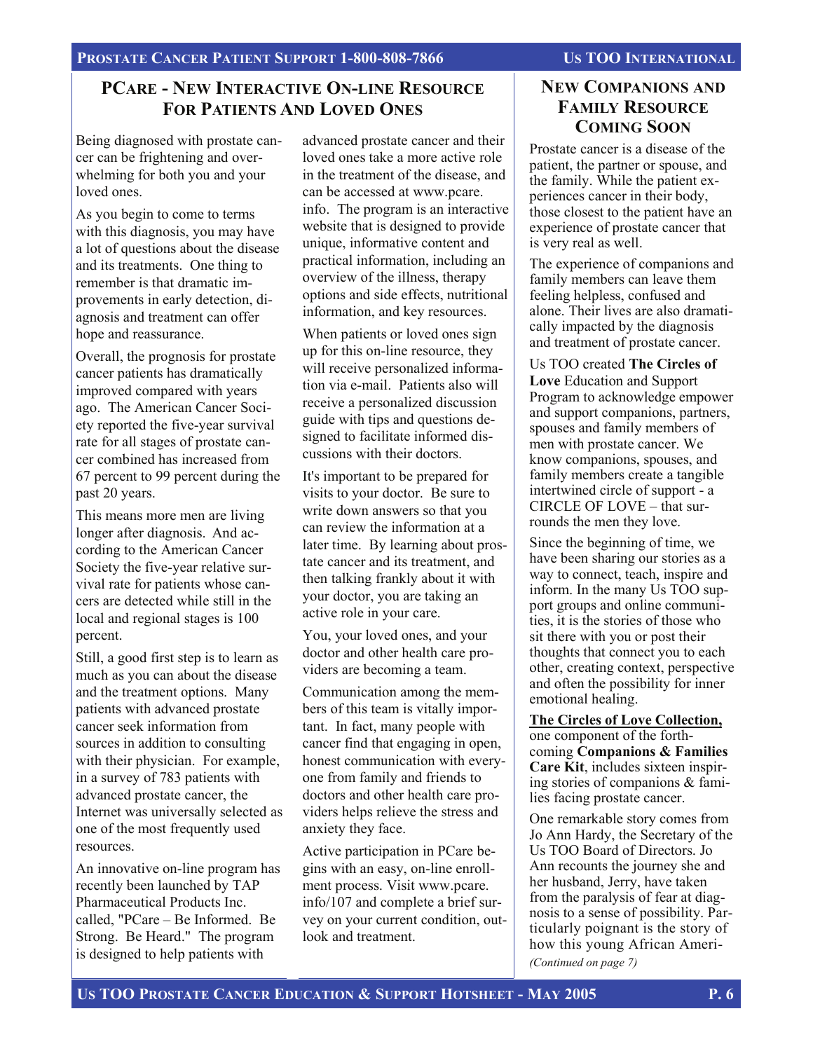## PCare - New Interactive On-line Resource For Patients And Loved Ones

Being diagnosed with prostate cancer can be frightening and overwhelming for both you and your loved ones.

As you begin to come to terms with this diagnosis, you may have a lot of questions about the disease and its treatments. One thing to remember is that dramatic improvements in early detection, diagnosis and treatment can offer hope and reassurance.

Overall, the prognosis for prostate cancer patients has dramatically improved compared with years ago. The American Cancer Society reported the five-year survival rate for all stages of prostate cancer combined has increased from 67 percent to 99 percent during the past 20 years.

This means more men are living longer after diagnosis. And according to the American Cancer Society the five-year relative survival rate for patients whose cancers are detected while still in the local and regional stages is 100 percent.

Still, a good first step is to learn as much as you can about the disease and the treatment options. Many patients with advanced prostate cancer seek information from sources in addition to consulting with their physician. For example, in a survey of 783 patients with advanced prostate cancer, the Internet was universally selected as one of the most frequently used resources.

An innovative on-line program has recently been launched by TAP Pharmaceutical Products Inc. called, "PCare – Be Informed. Be Strong. Be Heard." The program is designed to help patients with advanced prostate cancer and their loved ones take a more active role in the treatment of the disease, and can be accessed at www.pcare.info. The program is an interactive website that is designed to provide unique, informative content and practical information, including an overview of the illness, therapy options and side effects, nutritional information, and key resources.

When patients or loved ones sign up for this on-line resource, they will receive personalized information via e-mail. Patients also will receive a personalized discussion guide with tips and questions designed to facilitate informed discussions with their doctors.

It's important to be prepared for visits to your doctor. Be sure to write down answers so that you can review the information at a later time. By learning about prostate cancer and its treatment, and then talking frankly about it with your doctor, you are taking an active role in your care.

You, your loved ones, and your doctor and other health care providers are becoming a team.

Communication among the members of this team is vitally important. In fact, many people with cancer find that engaging in open, honest communication with everyone from family and friends to doctors and other health care providers helps relieve the stress and anxiety they face.

Active participation in PCare begins with an easy, on-line enrollment process. Visit www.pcare.info/107 and complete a brief survey on your current condition, outlook and treatment.

## New Companions and Family Resource Coming Soon

Prostate cancer is a disease of the patient, the partner or spouse, and the family. While the patient experiences cancer in their body, those closest to the patient have an experience of prostate cancer that is very real as well.

The experience of companions and family members can leave them feeling helpless, confused and alone. Their lives are also dramatically impacted by the diagnosis and treatment of prostate cancer.

Us TOO created **The Circles of Love** Education and Support Program to acknowledge empower and support companions, partners, spouses and family members of men with prostate cancer. We know companions, spouses, and family members create a tangible intertwined circle of support - a CIRCLE OF LOVE – that surrounds the men they love.

Since the beginning of time, we have been sharing our stories as a way to connect, teach, inspire and inform. In the many Us TOO support groups and online communities, it is the stories of those who sit there with you or post their thoughts that connect you to each other, creating context, perspective and often the possibility for inner emotional healing.

**The Circles of Love Collection,** one component of the forthcoming **Companions & Families Care Kit**, includes sixteen inspiring stories of companions & families facing prostate cancer.

One remarkable story comes from Jo Ann Hardy, the Secretary of the Us TOO Board of Directors. Jo Ann recounts the journey she and her husband, Jerry, have taken from the paralysis of fear at diagnosis to a sense of possibility. Particularly poignant is the story of how this young African Ameri-

*(Continued on page 7)*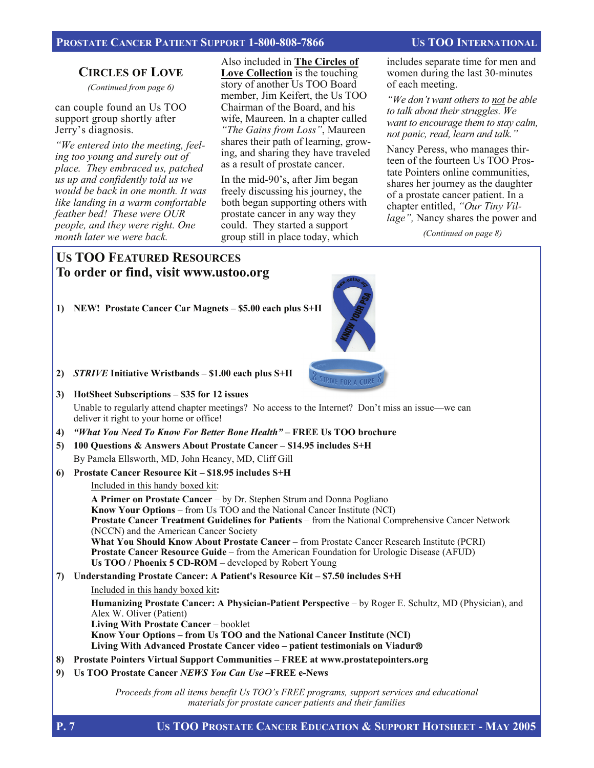## Circles of Love

*(Continued from page 6)*

can couple found an Us TOO support group shortly after Jerry's diagnosis.

*"We entered into the meeting, feeling too young and surely out of place. They embraced us, patched us up and confidently told us we would be back in one month. It was like landing in a warm comfortable feather bed! These were OUR people, and they were right. One month later we were back.*

Also included in **The Circles of Love Collection** is the touching story of another Us TOO Board member, Jim Keifert, the Us TOO Chairman of the Board, and his wife, Maureen. In a chapter called *"The Gains from Loss"*, Maureen shares their path of learning, growing, and sharing they have traveled as a result of prostate cancer.

In the mid-90's, after Jim began freely discussing his journey, the both began supporting others with prostate cancer in any way they could. They started a support group still in place today, which includes separate time for men and women during the last 30-minutes of each meeting.

*"We don't want others to not be able to talk about their struggles. We want to encourage them to stay calm, not panic, read, learn and talk."*

Nancy Peress, who manages thirteen of the fourteen Us TOO Prostate Pointers online communities, shares her journey as the daughter of a prostate cancer patient. In a chapter entitled, *"Our Tiny Village",* Nancy shares the power and

*(Continued on page 8)*

## Us TOO Featured Resources
## To order or find, visit www.ustoo.org

1) **NEW! Prostate Cancer Car Magnets – $5.00 each plus S+H**
2) ***STRIVE* Initiative Wristbands – $1.00 each plus S+H**
3) **HotSheet Subscriptions – $35 for 12 issues**
   Unable to regularly attend chapter meetings? No access to the Internet? Don't miss an issue—we can deliver it right to your home or office!
4) ***"What You Need To Know For Better Bone Health"* – FREE Us TOO brochure**
5) **100 Questions & Answers About Prostate Cancer – $14.95 includes S+H**
   By Pamela Ellsworth, MD, John Heaney, MD, Cliff Gill
6) **Prostate Cancer Resource Kit – $18.95 includes S+H**
   Included in this handy boxed kit:
   **A Primer on Prostate Cancer** – by Dr. Stephen Strum and Donna Pogliano
   **Know Your Options** – from Us TOO and the National Cancer Institute (NCI)
   **Prostate Cancer Treatment Guidelines for Patients** – from the National Comprehensive Cancer Network (NCCN) and the American Cancer Society
   **What You Should Know About Prostate Cancer** – from Prostate Cancer Research Institute (PCRI)
   **Prostate Cancer Resource Guide** – from the American Foundation for Urologic Disease (AFUD)
   **Us TOO / Phoenix 5 CD-ROM** – developed by Robert Young
7) **Understanding Prostate Cancer: A Patient's Resource Kit – $7.50 includes S+H**
   Included in this handy boxed kit**:**
   **Humanizing Prostate Cancer: A Physician-Patient Perspective** – by Roger E. Schultz, MD (Physician), and Alex W. Oliver (Patient)
   **Living With Prostate Cancer** – booklet
   **Know Your Options – from Us TOO and the National Cancer Institute (NCI)**
   **Living With Advanced Prostate Cancer video – patient testimonials on Viadur®**
8) **Prostate Pointers Virtual Support Communities – FREE at www.prostatepointers.org**
9) **Us TOO Prostate Cancer *NEWS You Can Use* –FREE e-News**

*Proceeds from all items benefit Us TOO's FREE programs, support services and educational materials for prostate cancer patients and their families*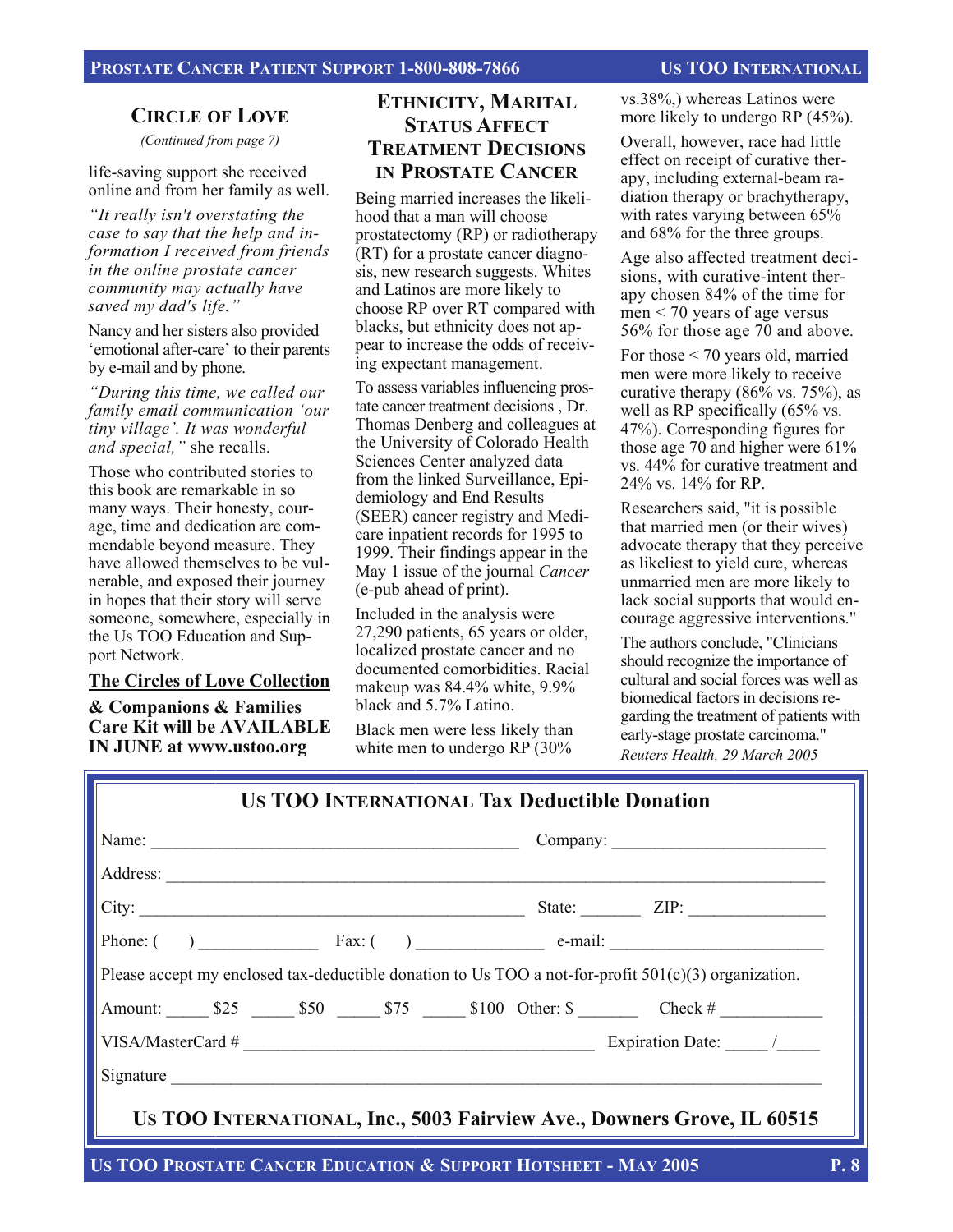## Circle of Love

*(Continued from page 7)*

life-saving support she received online and from her family as well.

*"It really isn't overstating the case to say that the help and information I received from friends in the online prostate cancer community may actually have saved my dad's life."*

Nancy and her sisters also provided 'emotional after-care' to their parents by e-mail and by phone.

*"During this time, we called our family email communication 'our tiny village'. It was wonderful and special,"* she recalls.

Those who contributed stories to this book are remarkable in so many ways. Their honesty, courage, time and dedication are commendable beyond measure. They have allowed themselves to be vulnerable, and exposed their journey in hopes that their story will serve someone, somewhere, especially in the Us TOO Education and Support Network.

**The Circles of Love Collection**

**& Companions & Families Care Kit will be AVAILABLE IN JUNE at www.ustoo.org**

## Ethnicity, Marital Status Affect Treatment Decisions in Prostate Cancer

Being married increases the likelihood that a man will choose prostatectomy (RP) or radiotherapy (RT) for a prostate cancer diagnosis, new research suggests. Whites and Latinos are more likely to choose RP over RT compared with blacks, but ethnicity does not appear to increase the odds of receiving expectant management.

To assess variables influencing prostate cancer treatment decisions , Dr. Thomas Denberg and colleagues at the University of Colorado Health Sciences Center analyzed data from the linked Surveillance, Epidemiology and End Results (SEER) cancer registry and Medicare inpatient records for 1995 to 1999. Their findings appear in the May 1 issue of the journal *Cancer* (e-pub ahead of print).

Included in the analysis were 27,290 patients, 65 years or older, localized prostate cancer and no documented comorbidities. Racial makeup was 84.4% white, 9.9% black and 5.7% Latino.

Black men were less likely than white men to undergo RP (30% vs.38%,) whereas Latinos were more likely to undergo RP (45%).

Overall, however, race had little effect on receipt of curative therapy, including external-beam radiation therapy or brachytherapy, with rates varying between 65% and 68% for the three groups.

Age also affected treatment decisions, with curative-intent therapy chosen 84% of the time for men < 70 years of age versus 56% for those age 70 and above.

For those < 70 years old, married men were more likely to receive curative therapy (86% vs. 75%), as well as RP specifically (65% vs. 47%). Corresponding figures for those age 70 and higher were 61% vs. 44% for curative treatment and 24% vs. 14% for RP.

Researchers said, "it is possible that married men (or their wives) advocate therapy that they perceive as likeliest to yield cure, whereas unmarried men are more likely to lack social supports that would encourage aggressive interventions."

The authors conclude, "Clinicians should recognize the importance of cultural and social forces was well as biomedical factors in decisions regarding the treatment of patients with early-stage prostate carcinoma."

*Reuters Health, 29 March 2005*

## Us TOO International Tax Deductible Donation

Name: ______________________ Company: ______________________

Address: ____________________________________________

City: ______________________ State: _______ ZIP: _______________

Phone: ( ) _____________ Fax: ( ) _____________ e-mail: ______________________

Please accept my enclosed tax-deductible donation to Us TOO a not-for-profit 501(c)(3) organization.

Amount: _____ $25 _____ $50 _____ $75 _____ $100 Other: $ _______ Check # ___________

VISA/MasterCard # ______________________________ Expiration Date: _____ /_____

Signature ____________________________________________

**Us TOO International, Inc., 5003 Fairview Ave., Downers Grove, IL 60515**